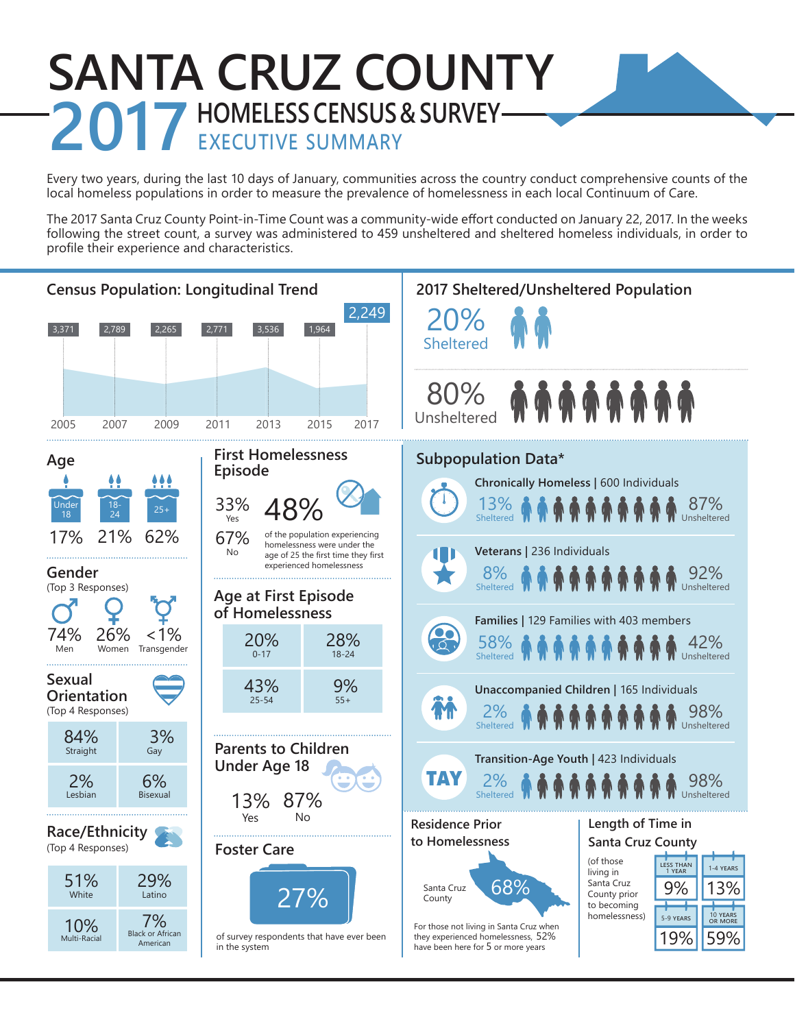# SANTA CRUZ COUNTY

## 2017 HOMELESS CENSUS & SURVEY

### EXECUTIVE SUMMARY

Every two years, during the last 10 days of January, communities across the country conduct comprehensive counts of the local homeless populations in order to measure the prevalence of homelessness in each local Continuum of Care.

The 2017 Santa Cruz County Point-in-Time Count was a community-wide effort conducted on January 22, 2017. In the weeks following the street count, a survey was administered to 459 unsheltered and sheltered homeless individuals, in order to profile their experience and characteristics.

## Census Population: Longitudinal Trend

| 2005 | 2007 | 2009 | 2011 | 2013 | 2015 | 2017 |
|---|---|---|---|---|---|---|
| 3,371 | 2,789 | 2,265 | 2,771 | 3,536 | 1,964 | 2,249 |

## 2017 Sheltered/Unsheltered Population

- 20% Sheltered
- 80% Unsheltered

## Age

| Under 18 | 18-24 | 25+ |
|---|---|---|
| 17% | 21% | 62% |

## Gender

(Top 3 Responses)

| Men | Women | Transgender |
|---|---|---|
| 74% | 26% | <1% |

## Sexual Orientation

(Top 4 Responses)

| | |
|---|---|
| 84% Straight | 3% Gay |
| 2% Lesbian | 6% Bisexual |

## Race/Ethnicity

(Top 4 Responses)

| | |
|---|---|
| 51% White | 29% Latino |
| 10% Multi-Racial | 7% Black or African American |

## First Homelessness Episode

- 33% Yes
- 67% No

48% of the population experiencing homelessness were under the age of 25 the first time they first experienced homelessness

## Age at First Episode of Homelessness

| | |
|---|---|
| 20% 0-17 | 28% 18-24 |
| 43% 25-54 | 9% 55+ |

## Parents to Children Under Age 18

- 13% Yes
- 87% No

## Foster Care

27% of survey respondents that have ever been in the system

## Subpopulation Data*

| Subpopulation | Sheltered | Unsheltered |
|---|---|---|
| Chronically Homeless \| 600 Individuals | 13% | 87% |
| Veterans \| 236 Individuals | 8% | 92% |
| Families \| 129 Families with 403 members | 58% | 42% |
| Unaccompanied Children \| 165 Individuals | 2% | 98% |
| Transition-Age Youth \| 423 Individuals | 2% | 98% |

## Residence Prior to Homelessness

Santa Cruz County 68%

For those not living in Santa Cruz when they experienced homelessness, 52% have been here for 5 or more years

## Length of Time in Santa Cruz County

(of those living in Santa Cruz County prior to becoming homelessness)

| | |
|---|---|
| Less than 1 year: 9% | 1-4 years: 13% |
| 5-9 years: 19% | 10 years or more: 59% |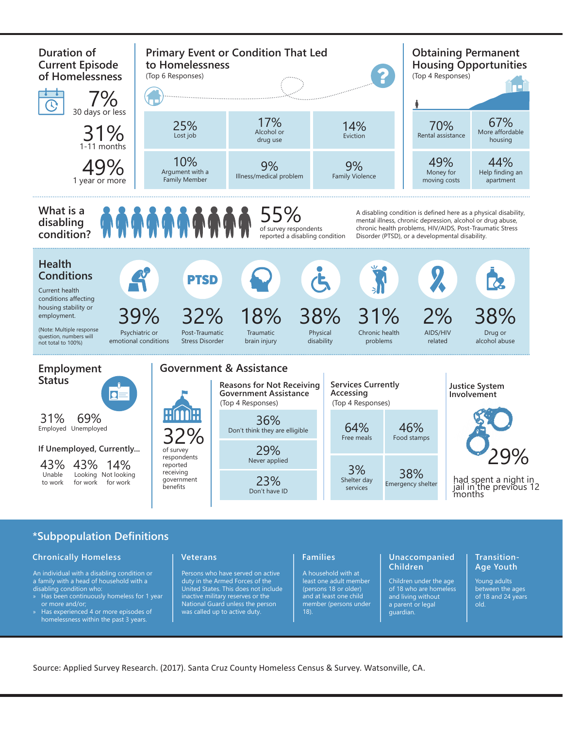## Duration of Current Episode of Homelessness

7%
30 days or less

31%
1-11 months

49%
1 year or more

## Primary Event or Condition That Led to Homelessness

(Top 6 Responses)

| | | |
|---|---|---|
| 25% Lost job | 17% Alcohol or drug use | 14% Eviction |
| 10% Argument with a Family Member | 9% Illness/medical problem | 9% Family Violence |

## Obtaining Permanent Housing Opportunities

(Top 4 Responses)

| | |
|---|---|
| 70% Rental assistance | 67% More affordable housing |
| 49% Money for moving costs | 44% Help finding an apartment |

## What is a disabling condition?

55%
of survey respondents reported a disabling condition

A disabling condition is defined here as a physical disability, mental illness, chronic depression, alcohol or drug abuse, chronic health problems, HIV/AIDS, Post-Traumatic Stress Disorder (PTSD), or a developmental disability.

## Health Conditions

Current health conditions affecting housing stability or employment.

(Note: Multiple response question, numbers will not total to 100%)

39%
Psychiatric or emotional conditions

32%
Post-Traumatic Stress Disorder

18%
Traumatic brain injury

38%
Physical disability

31%
Chronic health problems

2%
AIDS/HIV related

38%
Drug or alcohol abuse

## Employment Status

31% Employed
69% Unemployed

### If Unemployed, Currently...

43% Unable to work
43% Looking for work
14% Not looking for work

## Government & Assistance

32%
of survey respondents reported receiving government benefits

### Reasons for Not Receiving Government Assistance

(Top 4 Responses)

36%
Don't think they are elligible

29%
Never applied

23%
Don't have ID

### Services Currently Accessing

(Top 4 Responses)

| | |
|---|---|
| 64% Free meals | 46% Food stamps |
| 3% Shelter day services | 38% Emergency shelter |

### Justice System Involvement

29%
had spent a night in jail in the previous 12 months

## *Subpopulation Definitions

### Chronically Homeless

An individual with a disabling condition or a family with a head of household with a disabling condition who:

- Has been continuously homeless for 1 year or more and/or;
- Has experienced 4 or more episodes of homelessness within the past 3 years.

### Veterans

Persons who have served on active duty in the Armed Forces of the United States. This does not include inactive military reserves or the National Guard unless the person was called up to active duty.

### Families

A household with at least one adult member (persons 18 or older) and at least one child member (persons under 18).

### Unaccompanied Children

Children under the age of 18 who are homeless and living without a parent or legal guardian.

### Transition-Age Youth

Young adults between the ages of 18 and 24 years old.

Source: Applied Survey Research. (2017). Santa Cruz County Homeless Census & Survey. Watsonville, CA.